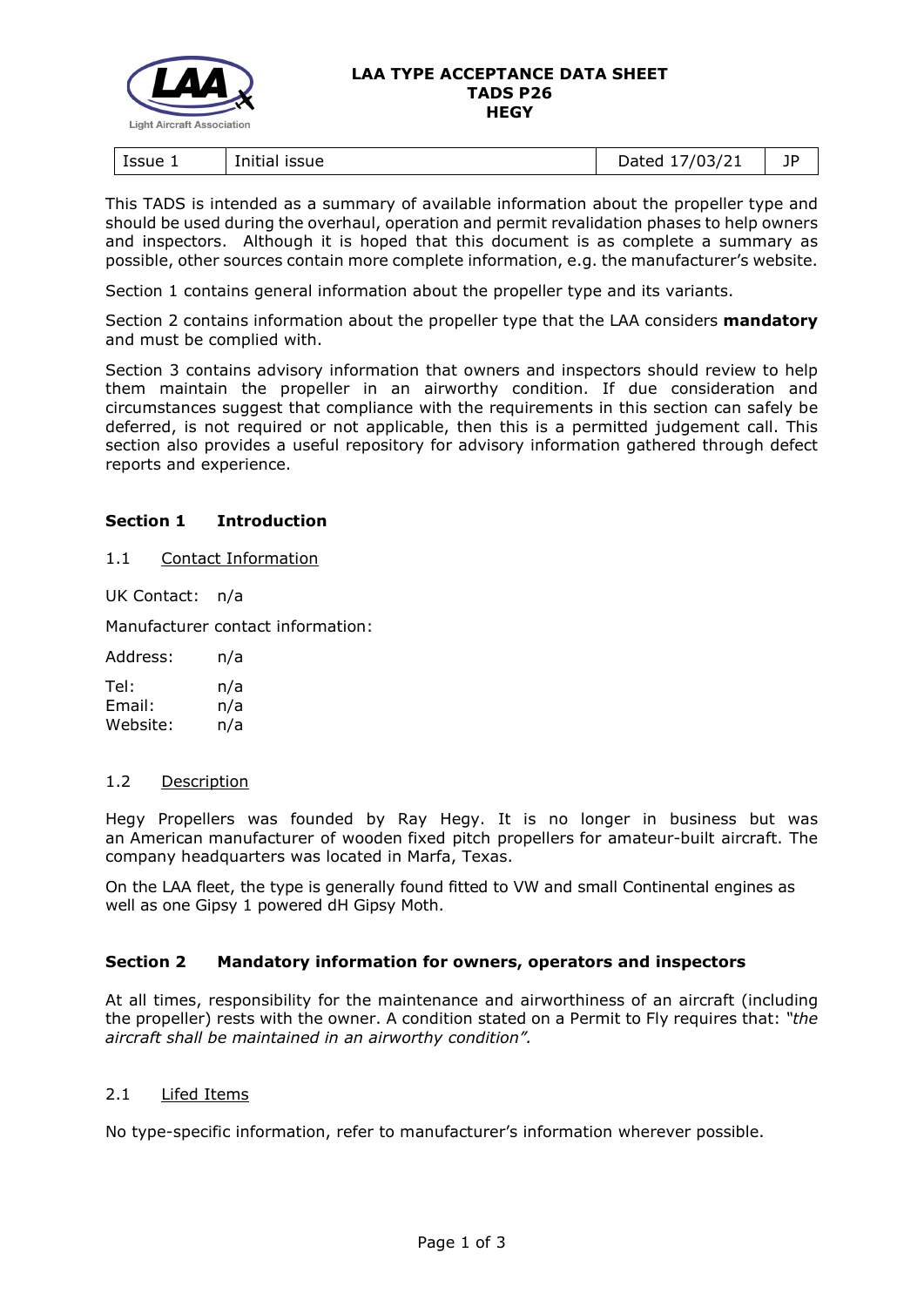**LAA TYPE ACCEPTANCE DATA SHEET**
**TADS P26**
**HEGY**

| Issue 1 | Initial issue | Dated 17/03/21 | JP |
|---|---|---|---|

This TADS is intended as a summary of available information about the propeller type and should be used during the overhaul, operation and permit revalidation phases to help owners and inspectors. Although it is hoped that this document is as complete a summary as possible, other sources contain more complete information, e.g. the manufacturer's website.

Section 1 contains general information about the propeller type and its variants.

Section 2 contains information about the propeller type that the LAA considers **mandatory** and must be complied with.

Section 3 contains advisory information that owners and inspectors should review to help them maintain the propeller in an airworthy condition. If due consideration and circumstances suggest that compliance with the requirements in this section can safely be deferred, is not required or not applicable, then this is a permitted judgement call. This section also provides a useful repository for advisory information gathered through defect reports and experience.

## Section 1 Introduction

### 1.1 Contact Information

UK Contact: n/a

Manufacturer contact information:

Address: n/a

Tel: n/a
Email: n/a
Website: n/a

### 1.2 Description

Hegy Propellers was founded by Ray Hegy. It is no longer in business but was an American manufacturer of wooden fixed pitch propellers for amateur-built aircraft. The company headquarters was located in Marfa, Texas.

On the LAA fleet, the type is generally found fitted to VW and small Continental engines as well as one Gipsy 1 powered dH Gipsy Moth.

## Section 2 Mandatory information for owners, operators and inspectors

At all times, responsibility for the maintenance and airworthiness of an aircraft (including the propeller) rests with the owner. A condition stated on a Permit to Fly requires that: *"the aircraft shall be maintained in an airworthy condition".*

### 2.1 Lifed Items

No type-specific information, refer to manufacturer's information wherever possible.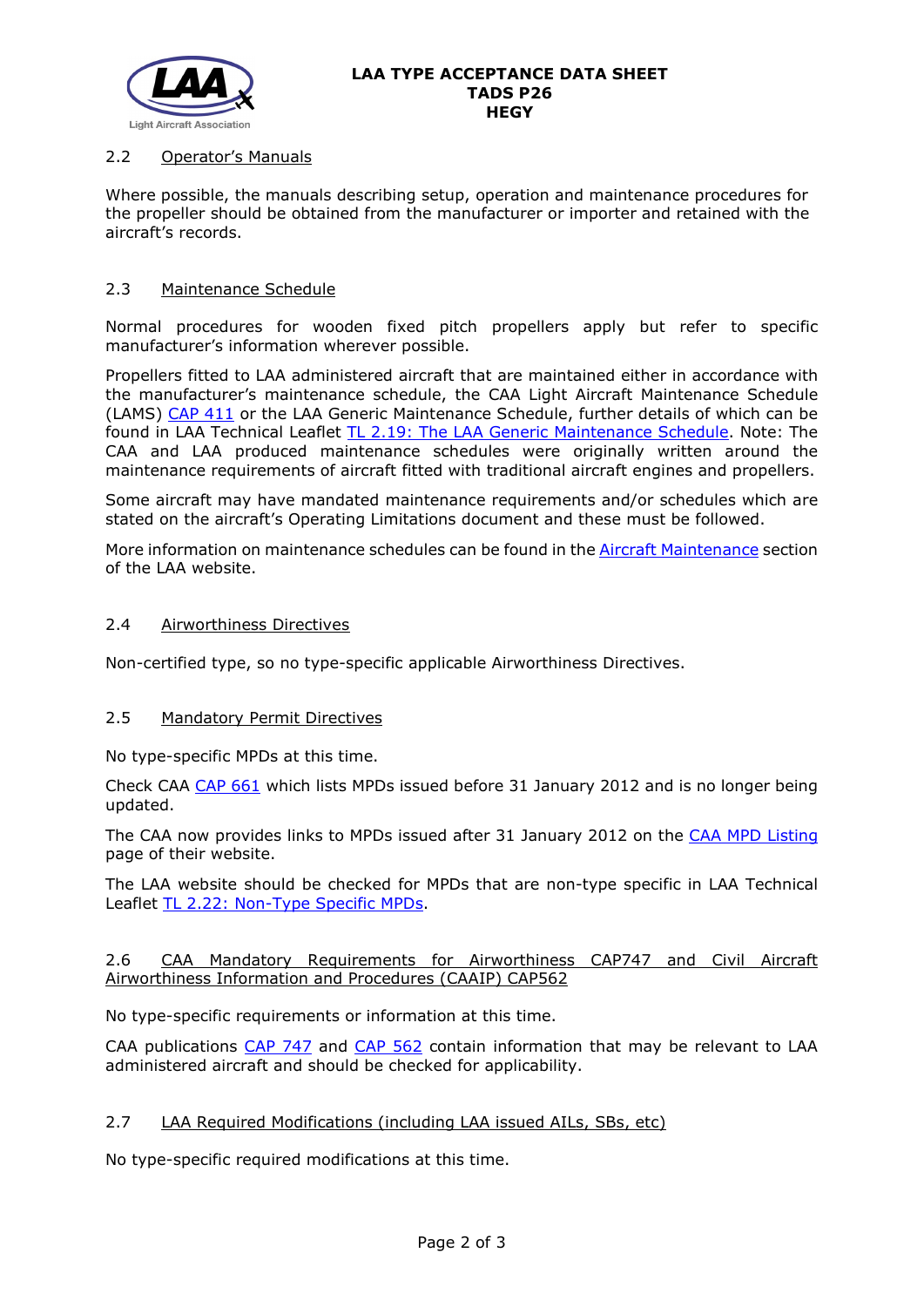## 2.2 Operator's Manuals

Where possible, the manuals describing setup, operation and maintenance procedures for the propeller should be obtained from the manufacturer or importer and retained with the aircraft's records.

## 2.3 Maintenance Schedule

Normal procedures for wooden fixed pitch propellers apply but refer to specific manufacturer's information wherever possible.

Propellers fitted to LAA administered aircraft that are maintained either in accordance with the manufacturer's maintenance schedule, the CAA Light Aircraft Maintenance Schedule (LAMS) CAP 411 or the LAA Generic Maintenance Schedule, further details of which can be found in LAA Technical Leaflet TL 2.19: The LAA Generic Maintenance Schedule. Note: The CAA and LAA produced maintenance schedules were originally written around the maintenance requirements of aircraft fitted with traditional aircraft engines and propellers.

Some aircraft may have mandated maintenance requirements and/or schedules which are stated on the aircraft's Operating Limitations document and these must be followed.

More information on maintenance schedules can be found in the Aircraft Maintenance section of the LAA website.

## 2.4 Airworthiness Directives

Non-certified type, so no type-specific applicable Airworthiness Directives.

## 2.5 Mandatory Permit Directives

No type-specific MPDs at this time.

Check CAA CAP 661 which lists MPDs issued before 31 January 2012 and is no longer being updated.

The CAA now provides links to MPDs issued after 31 January 2012 on the CAA MPD Listing page of their website.

The LAA website should be checked for MPDs that are non-type specific in LAA Technical Leaflet TL 2.22: Non-Type Specific MPDs.

## 2.6 CAA Mandatory Requirements for Airworthiness CAP747 and Civil Aircraft Airworthiness Information and Procedures (CAAIP) CAP562

No type-specific requirements or information at this time.

CAA publications CAP 747 and CAP 562 contain information that may be relevant to LAA administered aircraft and should be checked for applicability.

## 2.7 LAA Required Modifications (including LAA issued AILs, SBs, etc)

No type-specific required modifications at this time.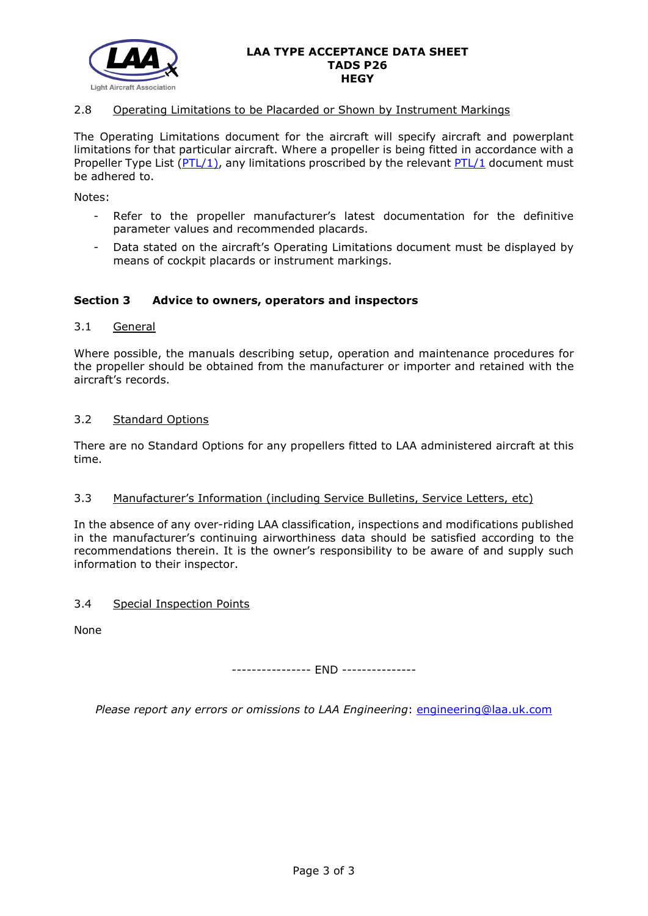### 2.8 Operating Limitations to be Placarded or Shown by Instrument Markings

The Operating Limitations document for the aircraft will specify aircraft and powerplant limitations for that particular aircraft. Where a propeller is being fitted in accordance with a Propeller Type List (PTL/1), any limitations proscribed by the relevant PTL/1 document must be adhered to.

Notes:

- Refer to the propeller manufacturer's latest documentation for the definitive parameter values and recommended placards.
- Data stated on the aircraft's Operating Limitations document must be displayed by means of cockpit placards or instrument markings.

## Section 3 Advice to owners, operators and inspectors

### 3.1 General

Where possible, the manuals describing setup, operation and maintenance procedures for the propeller should be obtained from the manufacturer or importer and retained with the aircraft's records.

### 3.2 Standard Options

There are no Standard Options for any propellers fitted to LAA administered aircraft at this time.

### 3.3 Manufacturer's Information (including Service Bulletins, Service Letters, etc)

In the absence of any over-riding LAA classification, inspections and modifications published in the manufacturer's continuing airworthiness data should be satisfied according to the recommendations therein. It is the owner's responsibility to be aware of and supply such information to their inspector.

### 3.4 Special Inspection Points

None

---------------- END ---------------

*Please report any errors or omissions to LAA Engineering*: engineering@laa.uk.com